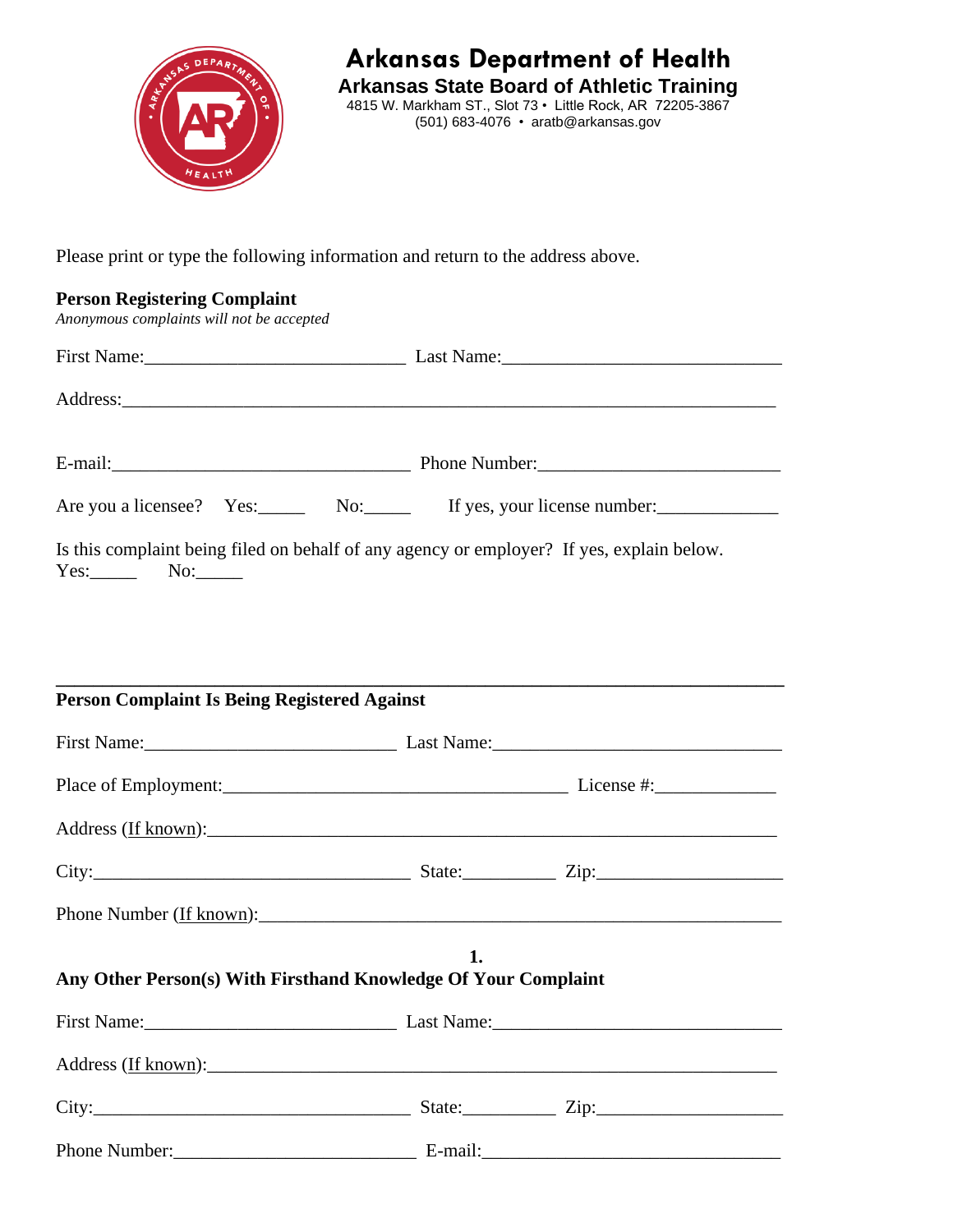# Arkansas Department of Health

## Arkansas State Board of Athletic Training

4815 W. Markham ST., Slot 73 • Little Rock, AR 72205-3867
(501) 683-4076 • aratb@arkansas.gov

Please print or type the following information and return to the address above.

**Person Registering Complaint**
*Anonymous complaints will not be accepted*

First Name:\_\_\_\_\_\_\_\_\_\_\_\_\_\_\_\_\_\_\_\_\_\_\_\_\_\_\_\_ Last Name:\_\_\_\_\_\_\_\_\_\_\_\_\_\_\_\_\_\_\_\_\_\_\_\_\_\_\_\_\_\_

Address:\_\_\_\_\_\_\_\_\_\_\_\_\_\_\_\_\_\_\_\_\_\_\_\_\_\_\_\_\_\_\_\_\_\_\_\_\_\_\_\_\_\_\_\_\_\_\_\_\_\_\_\_\_\_\_\_\_\_\_\_\_\_\_\_\_\_\_\_\_

E-mail:\_\_\_\_\_\_\_\_\_\_\_\_\_\_\_\_\_\_\_\_\_\_\_\_\_\_\_\_\_\_\_\_ Phone Number:\_\_\_\_\_\_\_\_\_\_\_\_\_\_\_\_\_\_\_\_\_\_\_\_\_\_

Are you a licensee? Yes:\_\_\_\_\_ No:\_\_\_\_\_ If yes, your license number:\_\_\_\_\_\_\_\_\_\_\_\_\_

Is this complaint being filed on behalf of any agency or employer? If yes, explain below.
Yes:\_\_\_\_\_ No:\_\_\_\_\_

---

**Person Complaint Is Being Registered Against**

First Name:\_\_\_\_\_\_\_\_\_\_\_\_\_\_\_\_\_\_\_\_\_\_\_\_\_\_\_ Last Name:\_\_\_\_\_\_\_\_\_\_\_\_\_\_\_\_\_\_\_\_\_\_\_\_\_\_\_\_\_\_\_

Place of Employment:\_\_\_\_\_\_\_\_\_\_\_\_\_\_\_\_\_\_\_\_\_\_\_\_\_\_\_\_\_\_\_\_\_\_\_\_\_\_ License #:\_\_\_\_\_\_\_\_\_\_\_\_\_

Address (If known):\_\_\_\_\_\_\_\_\_\_\_\_\_\_\_\_\_\_\_\_\_\_\_\_\_\_\_\_\_\_\_\_\_\_\_\_\_\_\_\_\_\_\_\_\_\_\_\_\_\_\_\_\_\_\_\_\_\_\_\_

City:\_\_\_\_\_\_\_\_\_\_\_\_\_\_\_\_\_\_\_\_\_\_\_\_\_\_\_\_\_\_\_\_\_\_\_ State:\_\_\_\_\_\_\_\_\_\_ Zip:\_\_\_\_\_\_\_\_\_\_\_\_\_\_\_\_\_\_\_\_

Phone Number (If known):\_\_\_\_\_\_\_\_\_\_\_\_\_\_\_\_\_\_\_\_\_\_\_\_\_\_\_\_\_\_\_\_\_\_\_\_\_\_\_\_\_\_\_\_\_\_\_\_\_\_\_\_\_\_\_\_

**Any Other Person(s) With Firsthand Knowledge Of Your Complaint**

First Name:\_\_\_\_\_\_\_\_\_\_\_\_\_\_\_\_\_\_\_\_\_\_\_\_\_\_\_ Last Name:\_\_\_\_\_\_\_\_\_\_\_\_\_\_\_\_\_\_\_\_\_\_\_\_\_\_\_\_\_\_\_

Address (If known):\_\_\_\_\_\_\_\_\_\_\_\_\_\_\_\_\_\_\_\_\_\_\_\_\_\_\_\_\_\_\_\_\_\_\_\_\_\_\_\_\_\_\_\_\_\_\_\_\_\_\_\_\_\_\_\_\_\_\_\_

City:\_\_\_\_\_\_\_\_\_\_\_\_\_\_\_\_\_\_\_\_\_\_\_\_\_\_\_\_\_\_\_\_\_\_\_ State:\_\_\_\_\_\_\_\_\_\_ Zip:\_\_\_\_\_\_\_\_\_\_\_\_\_\_\_\_\_\_\_\_

Phone Number:\_\_\_\_\_\_\_\_\_\_\_\_\_\_\_\_\_\_\_\_\_\_\_\_\_\_ E-mail:\_\_\_\_\_\_\_\_\_\_\_\_\_\_\_\_\_\_\_\_\_\_\_\_\_\_\_\_\_\_\_\_\_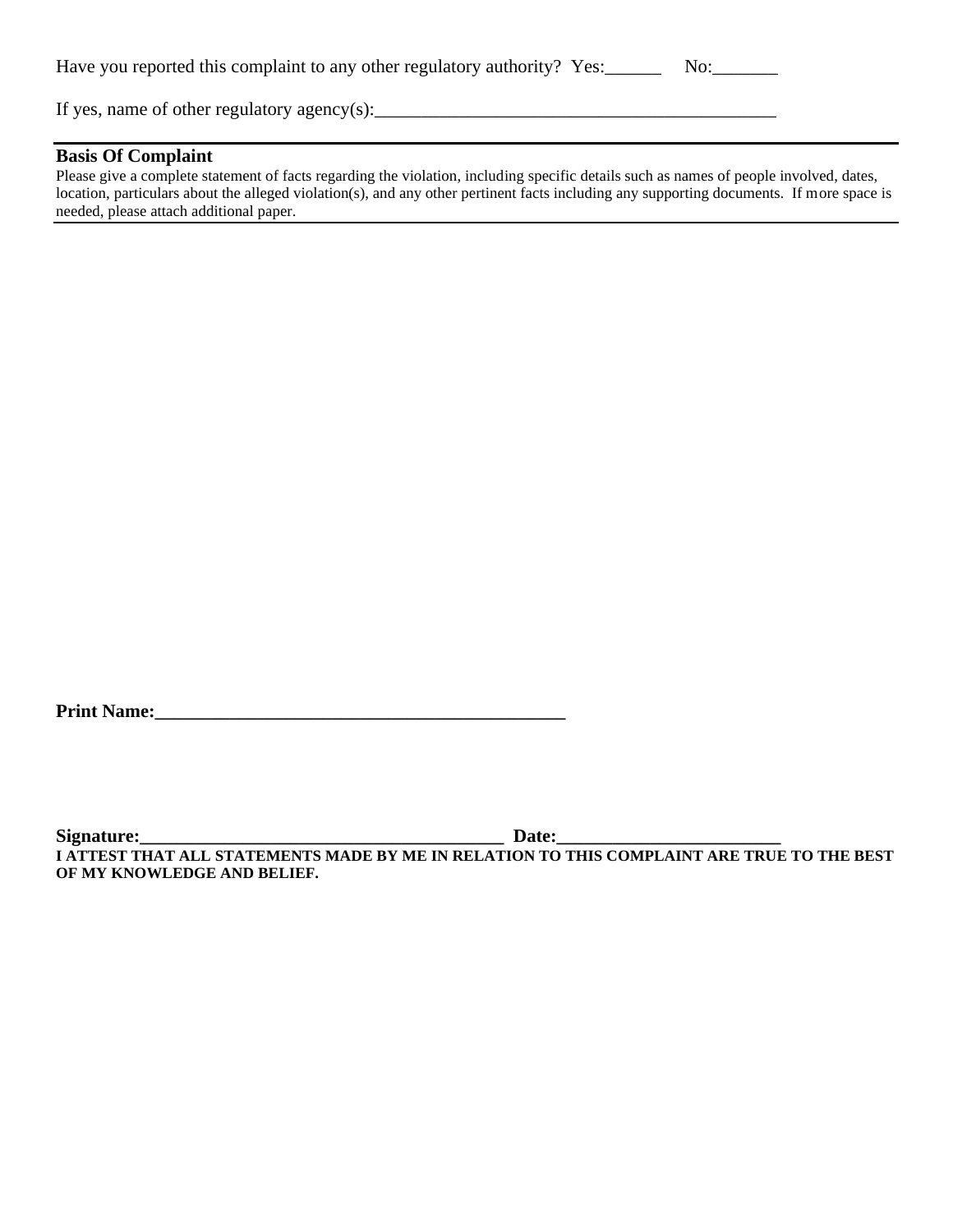Have you reported this complaint to any other regulatory authority? Yes:______ No:_______

If yes, name of other regulatory agency(s):____________________________________________

**Basis Of Complaint**

Please give a complete statement of facts regarding the violation, including specific details such as names of people involved, dates, location, particulars about the alleged violation(s), and any other pertinent facts including any supporting documents. If more space is needed, please attach additional paper.

**Print Name:_____________________________________________**

**Signature:________________________________________ Date:_________________________**

**I ATTEST THAT ALL STATEMENTS MADE BY ME IN RELATION TO THIS COMPLAINT ARE TRUE TO THE BEST OF MY KNOWLEDGE AND BELIEF.**